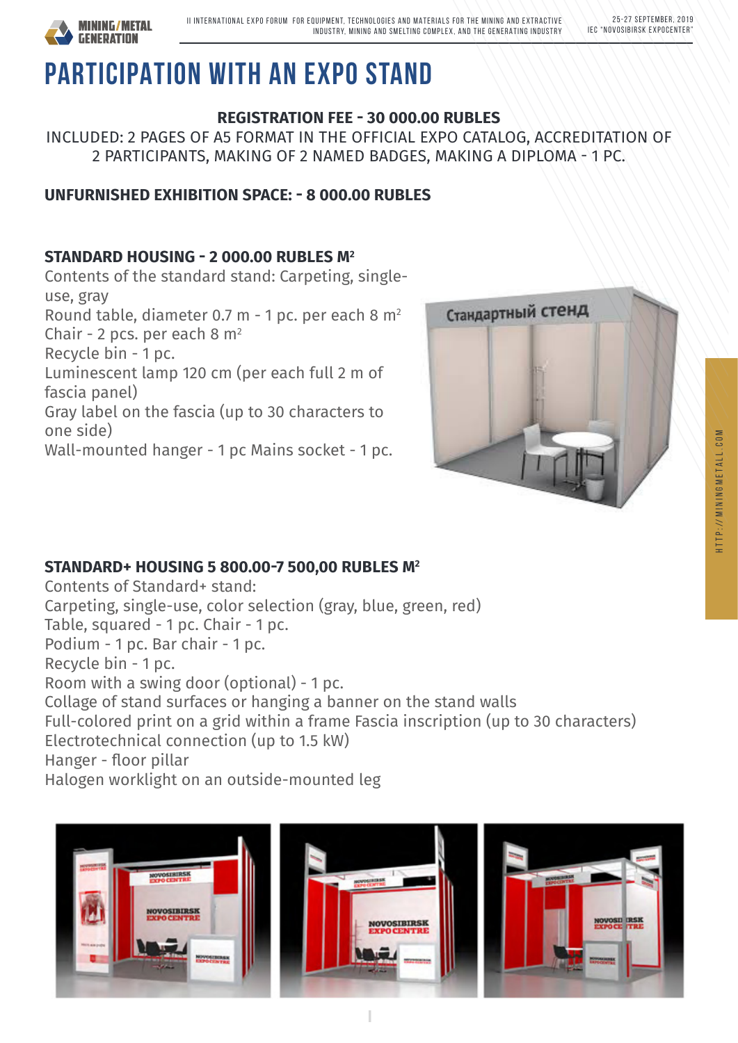# PARTICIPATION WITH AN EXPO STAND

**REGISTRATION FEE - 30 000.00 RUBLES**

INCLUDED: 2 PAGES OF A5 FORMAT IN THE OFFICIAL EXPO CATALOG, ACCREDITATION OF 2 PARTICIPANTS, MAKING OF 2 NAMED BADGES, MAKING A DIPLOMA - 1 PC.

**UNFURNISHED EXHIBITION SPACE: - 8 000.00 RUBLES**

**STANDARD HOUSING - 2 000.00 RUBLES M²**

Contents of the standard stand: Carpeting, single-use, gray
Round table, diameter 0.7 m - 1 pc. per each 8 m²
Chair - 2 pcs. per each 8 m²
Recycle bin - 1 pc.
Luminescent lamp 120 cm (per each full 2 m of fascia panel)
Gray label on the fascia (up to 30 characters to one side)
Wall-mounted hanger - 1 pc Mains socket - 1 pc.

**STANDARD+ HOUSING 5 800.00-7 500,00 RUBLES M²**

Contents of Standard+ stand:
Carpeting, single-use, color selection (gray, blue, green, red)
Table, squared - 1 pc. Chair - 1 pc.
Podium - 1 pc. Bar chair - 1 pc.
Recycle bin - 1 pc.
Room with a swing door (optional) - 1 pc.
Collage of stand surfaces or hanging a banner on the stand walls
Full-colored print on a grid within a frame Fascia inscription (up to 30 characters)
Electrotechnical connection (up to 1.5 kW)
Hanger - floor pillar
Halogen worklight on an outside-mounted leg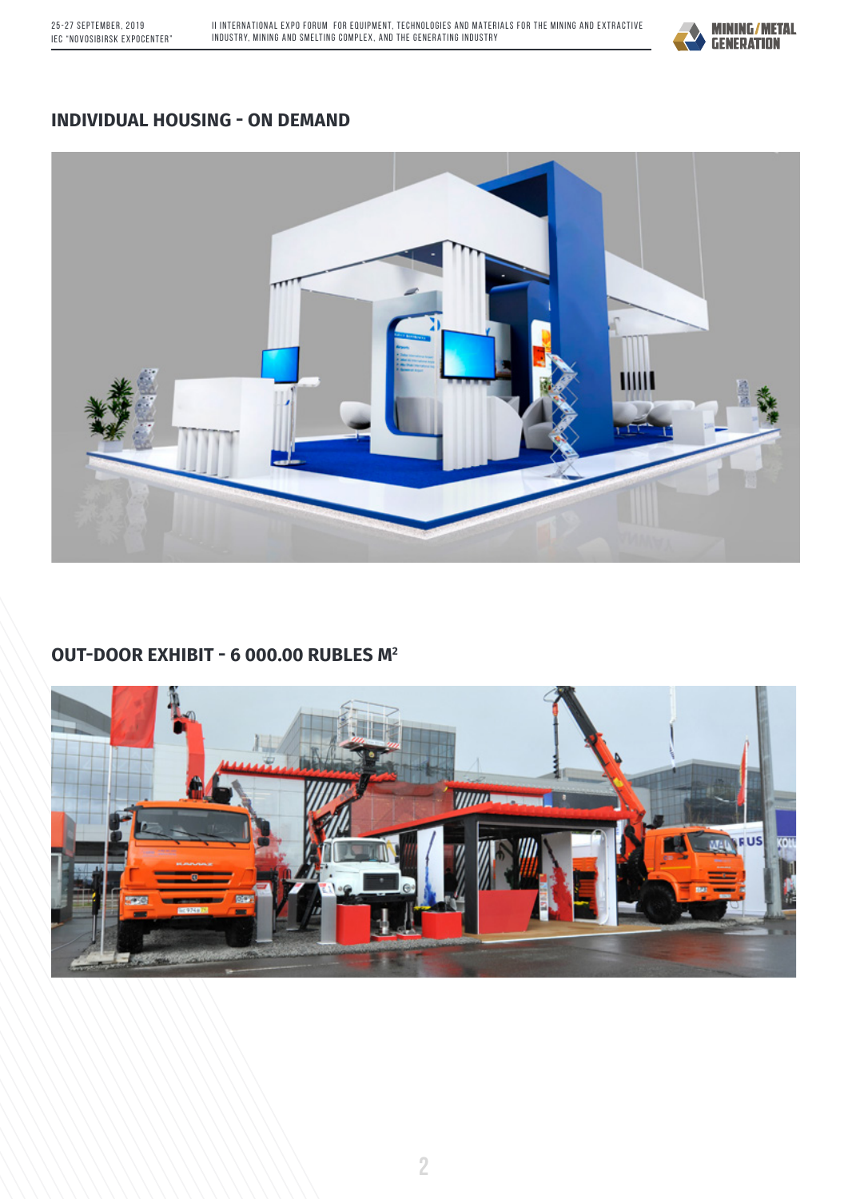## INDIVIDUAL HOUSING - ON DEMAND

## OUT-DOOR EXHIBIT - 6 000.00 RUBLES M$^2$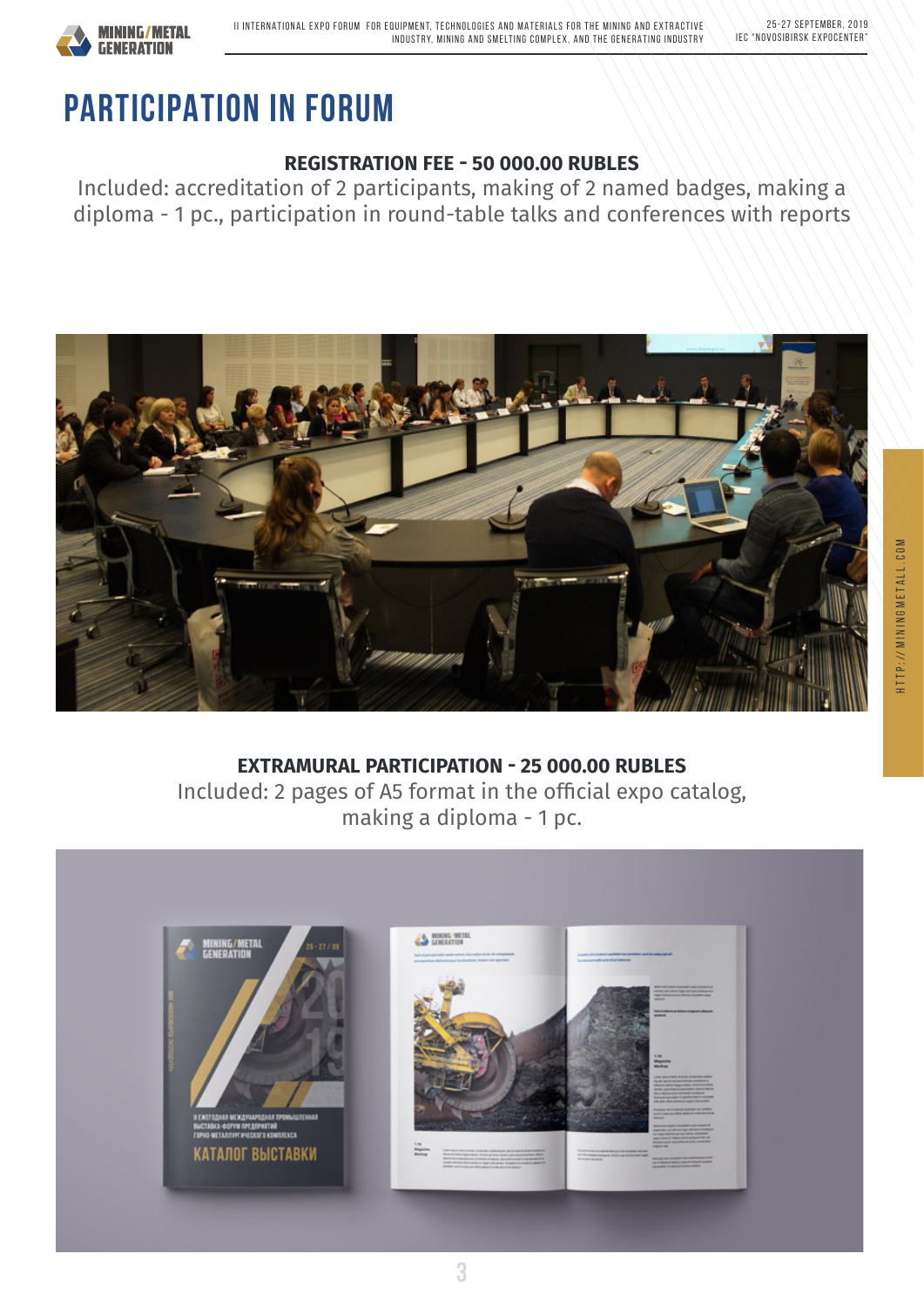# PARTICIPATION IN FORUM

**REGISTRATION FEE - 50 000.00 RUBLES**

Included: accreditation of 2 participants, making of 2 named badges, making a diploma - 1 pc., participation in round-table talks and conferences with reports

**EXTRAMURAL PARTICIPATION - 25 000.00 RUBLES**

Included: 2 pages of A5 format in the official expo catalog, making a diploma - 1 pc.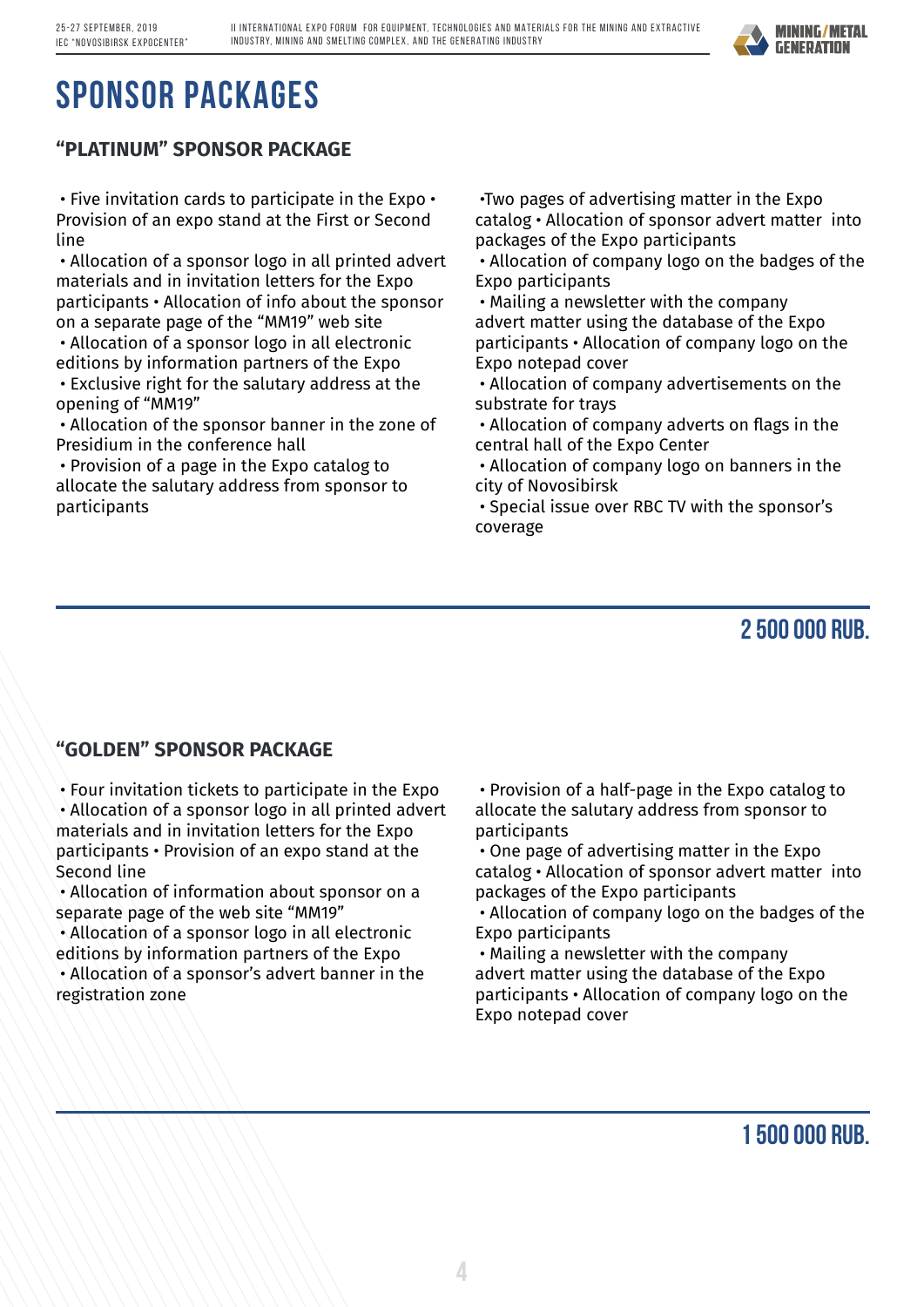# SPONSOR PACKAGES

## "PLATINUM" SPONSOR PACKAGE

- Five invitation cards to participate in the Expo
- Provision of an expo stand at the First or Second line
- Allocation of a sponsor logo in all printed advert materials and in invitation letters for the Expo participants
- Allocation of info about the sponsor on a separate page of the "MM19" web site
- Allocation of a sponsor logo in all electronic editions by information partners of the Expo
- Exclusive right for the salutary address at the opening of "MM19"
- Allocation of the sponsor banner in the zone of Presidium in the conference hall
- Provision of a page in the Expo catalog to allocate the salutary address from sponsor to participants
- Two pages of advertising matter in the Expo catalog
- Allocation of sponsor advert matter into packages of the Expo participants
- Allocation of company logo on the badges of the Expo participants
- Mailing a newsletter with the company advert matter using the database of the Expo participants
- Allocation of company logo on the Expo notepad cover
- Allocation of company advertisements on the substrate for trays
- Allocation of company adverts on flags in the central hall of the Expo Center
- Allocation of company logo on banners in the city of Novosibirsk
- Special issue over RBC TV with the sponsor's coverage

**2 500 000 RUB.**

## "GOLDEN" SPONSOR PACKAGE

- Four invitation tickets to participate in the Expo
- Allocation of a sponsor logo in all printed advert materials and in invitation letters for the Expo participants
- Provision of an expo stand at the Second line
- Allocation of information about sponsor on a separate page of the web site "MM19"
- Allocation of a sponsor logo in all electronic editions by information partners of the Expo
- Allocation of a sponsor's advert banner in the registration zone
- Provision of a half-page in the Expo catalog to allocate the salutary address from sponsor to participants
- One page of advertising matter in the Expo catalog
- Allocation of sponsor advert matter into packages of the Expo participants
- Allocation of company logo on the badges of the Expo participants
- Mailing a newsletter with the company advert matter using the database of the Expo participants
- Allocation of company logo on the Expo notepad cover

**1 500 000 RUB.**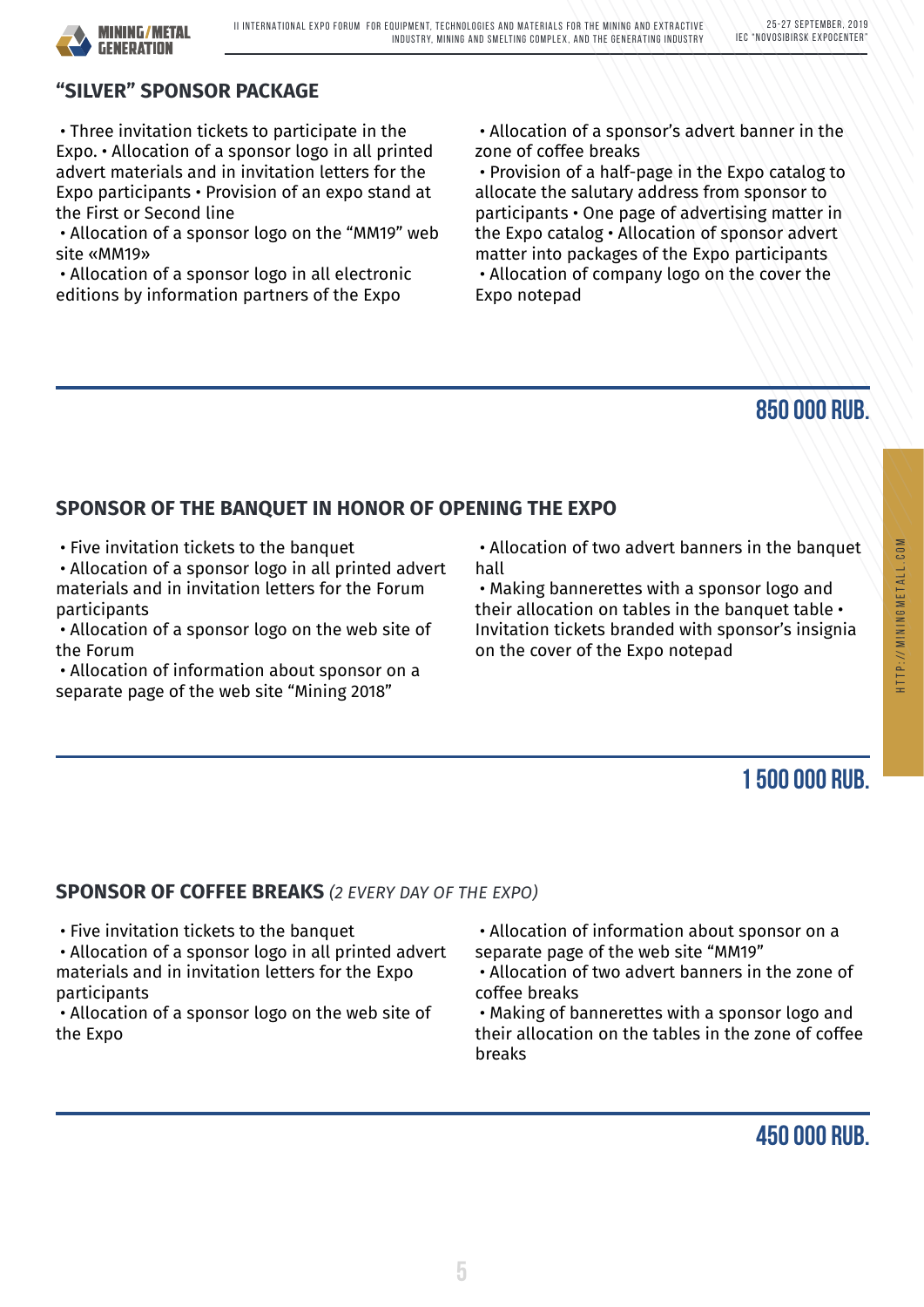## "SILVER" SPONSOR PACKAGE

- Three invitation tickets to participate in the Expo.
- Allocation of a sponsor logo in all printed advert materials and in invitation letters for the Expo participants
- Provision of an expo stand at the First or Second line
- Allocation of a sponsor logo on the "MM19" web site «MM19»
- Allocation of a sponsor logo in all electronic editions by information partners of the Expo
- Allocation of a sponsor's advert banner in the zone of coffee breaks
- Provision of a half-page in the Expo catalog to allocate the salutary address from sponsor to participants
- One page of advertising matter in the Expo catalog
- Allocation of sponsor advert matter into packages of the Expo participants
- Allocation of company logo on the cover the Expo notepad

**850 000 RUB.**

## SPONSOR OF THE BANQUET IN HONOR OF OPENING THE EXPO

- Five invitation tickets to the banquet
- Allocation of a sponsor logo in all printed advert materials and in invitation letters for the Forum participants
- Allocation of a sponsor logo on the web site of the Forum
- Allocation of information about sponsor on a separate page of the web site "Mining 2018"
- Allocation of two advert banners in the banquet hall
- Making bannerettes with a sponsor logo and their allocation on tables in the banquet table
- Invitation tickets branded with sponsor's insignia on the cover of the Expo notepad

**1 500 000 RUB.**

## SPONSOR OF COFFEE BREAKS *(2 EVERY DAY OF THE EXPO)*

- Five invitation tickets to the banquet
- Allocation of a sponsor logo in all printed advert materials and in invitation letters for the Expo participants
- Allocation of a sponsor logo on the web site of the Expo
- Allocation of information about sponsor on a separate page of the web site "MM19"
- Allocation of two advert banners in the zone of coffee breaks
- Making of bannerettes with a sponsor logo and their allocation on the tables in the zone of coffee breaks

**450 000 RUB.**